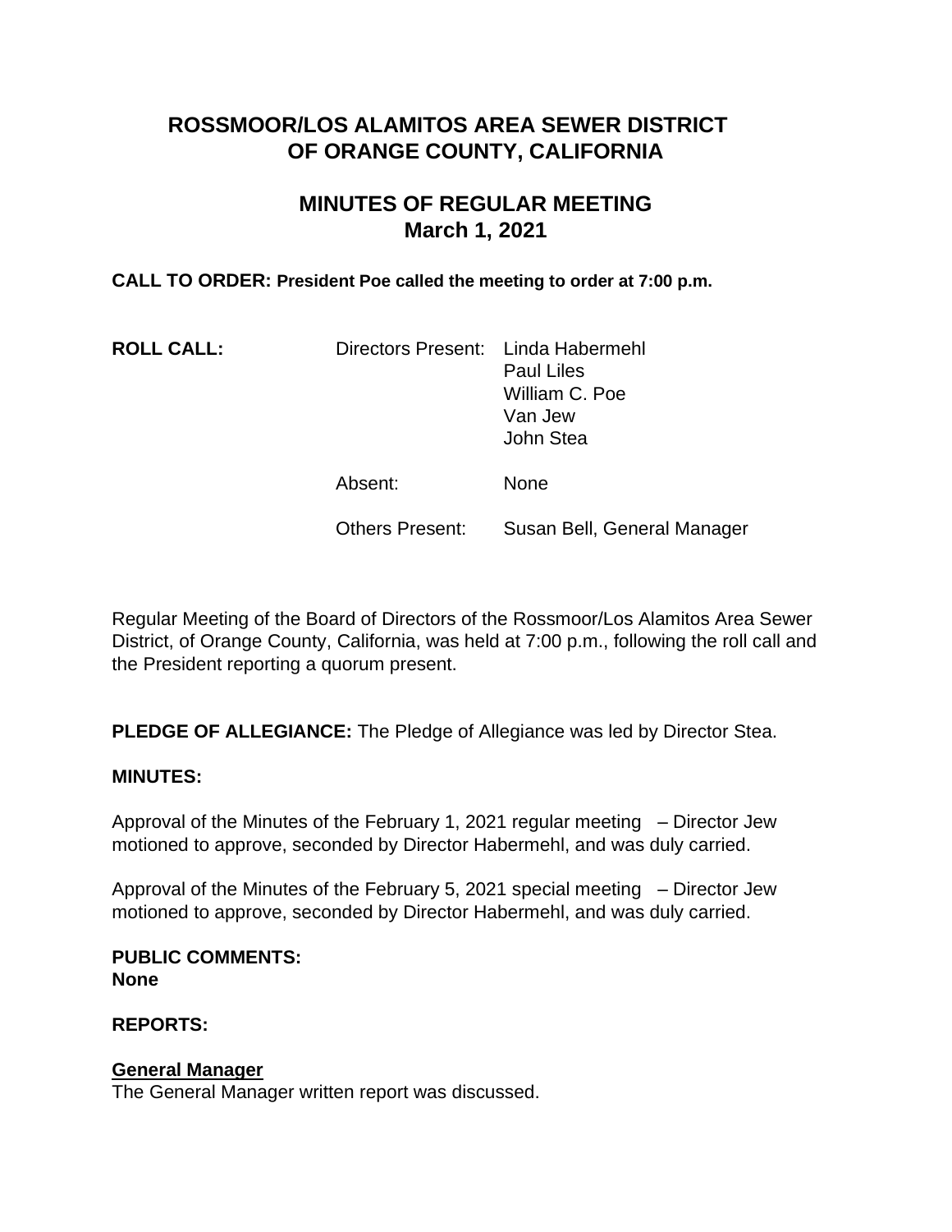# ROSSMOOR/LOS ALAMITOS AREA SEWER DISTRICT OF ORANGE COUNTY, CALIFORNIA

## MINUTES OF REGULAR MEETING
## March 1, 2021

**CALL TO ORDER: President Poe called the meeting to order at 7:00 p.m.**

| **ROLL CALL:** | Directors Present: | Linda Habermehl<br>Paul Liles<br>William C. Poe<br>Van Jew<br>John Stea |
|---|---|---|
| | Absent: | None |
| | Others Present: | Susan Bell, General Manager |

Regular Meeting of the Board of Directors of the Rossmoor/Los Alamitos Area Sewer District, of Orange County, California, was held at 7:00 p.m., following the roll call and the President reporting a quorum present.

**PLEDGE OF ALLEGIANCE:** The Pledge of Allegiance was led by Director Stea.

**MINUTES:**

Approval of the Minutes of the February 1, 2021 regular meeting – Director Jew motioned to approve, seconded by Director Habermehl, and was duly carried.

Approval of the Minutes of the February 5, 2021 special meeting – Director Jew motioned to approve, seconded by Director Habermehl, and was duly carried.

**PUBLIC COMMENTS:**
**None**

**REPORTS:**

**General Manager**
The General Manager written report was discussed.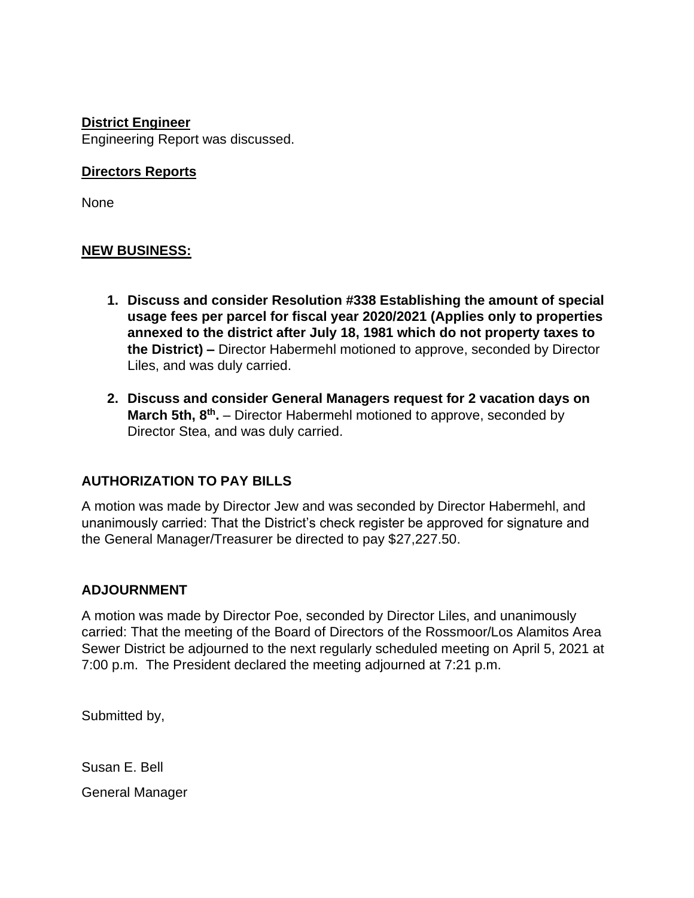**District Engineer**

Engineering Report was discussed.

**Directors Reports**

None

**NEW BUSINESS:**

1. **Discuss and consider Resolution #338 Establishing the amount of special usage fees per parcel for fiscal year 2020/2021 (Applies only to properties annexed to the district after July 18, 1981 which do not property taxes to the District) –** Director Habermehl motioned to approve, seconded by Director Liles, and was duly carried.

2. **Discuss and consider General Managers request for 2 vacation days on March 5th, 8th.** – Director Habermehl motioned to approve, seconded by Director Stea, and was duly carried.

**AUTHORIZATION TO PAY BILLS**

A motion was made by Director Jew and was seconded by Director Habermehl, and unanimously carried: That the District's check register be approved for signature and the General Manager/Treasurer be directed to pay $27,227.50.

**ADJOURNMENT**

A motion was made by Director Poe, seconded by Director Liles, and unanimously carried: That the meeting of the Board of Directors of the Rossmoor/Los Alamitos Area Sewer District be adjourned to the next regularly scheduled meeting on April 5, 2021 at 7:00 p.m. The President declared the meeting adjourned at 7:21 p.m.

Submitted by,

Susan E. Bell

General Manager